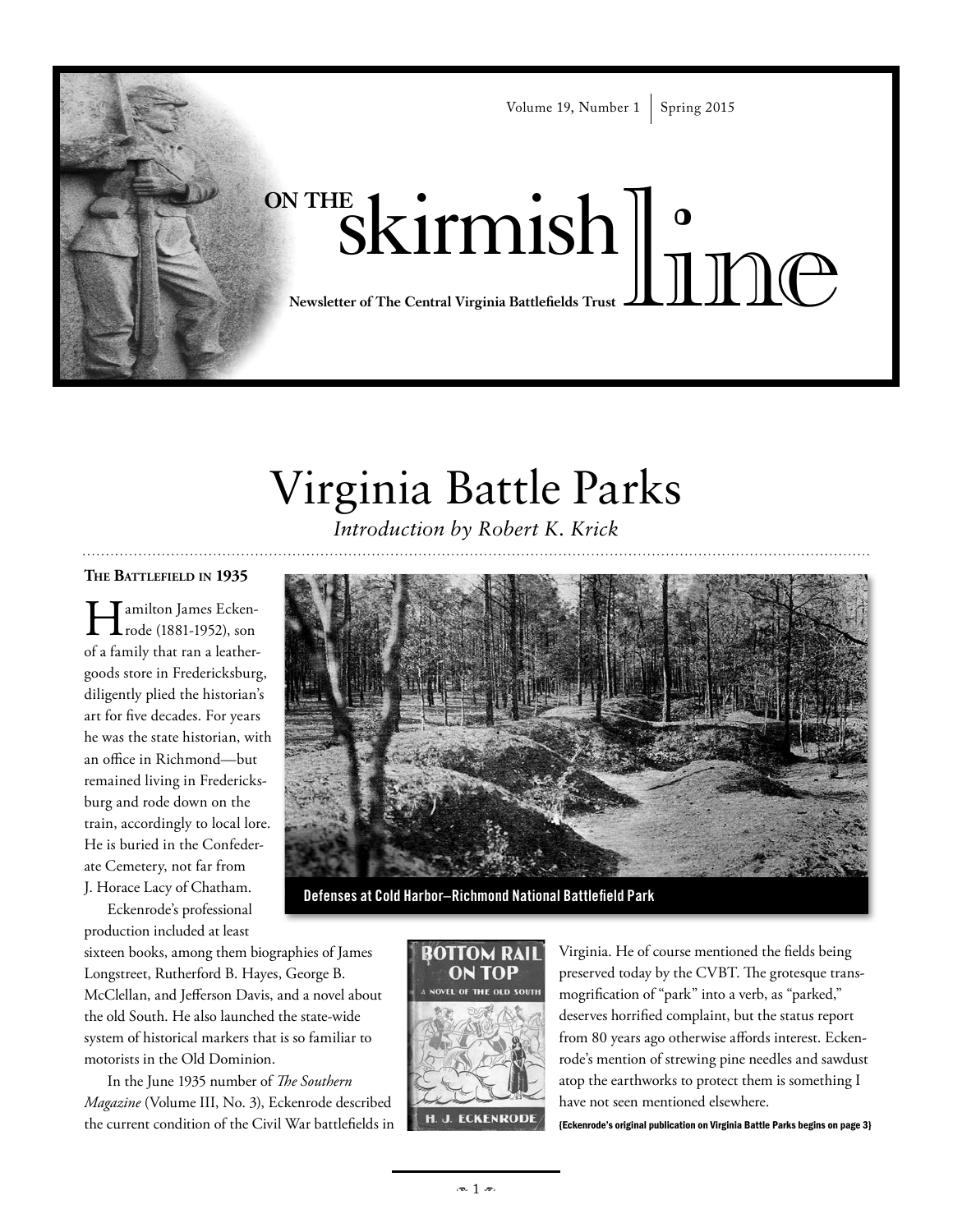Volume 19, Number 1 | Spring 2015

# ON THE skirmish line

**Newsletter of The Central Virginia Battlefields Trust**

# Virginia Battle Parks

*Introduction by Robert K. Krick*

### The Battlefield in 1935

Hamilton James Eckenrode (1881-1952), son of a family that ran a leather-goods store in Fredericksburg, diligently plied the historian's art for five decades. For years he was the state historian, with an office in Richmond—but remained living in Fredericksburg and rode down on the train, accordingly to local lore. He is buried in the Confederate Cemetery, not far from J. Horace Lacy of Chatham.

Defenses at Cold Harbor—Richmond National Battlefield Park

Eckenrode's professional production included at least sixteen books, among them biographies of James Longstreet, Rutherford B. Hayes, George B. McClellan, and Jefferson Davis, and a novel about the old South. He also launched the state-wide system of historical markers that is so familiar to motorists in the Old Dominion.

In the June 1935 number of *The Southern Magazine* (Volume III, No. 3), Eckenrode described the current condition of the Civil War battlefields in Virginia. He of course mentioned the fields being preserved today by the CVBT. The grotesque transmogrification of "park" into a verb, as "parked," deserves horrified complaint, but the status report from 80 years ago otherwise affords interest. Eckenrode's mention of strewing pine needles and sawdust atop the earthworks to protect them is something I have not seen mentioned elsewhere.

BOTTOM RAIL ON TOP
A NOVEL OF THE OLD SOUTH
H. J. ECKENRODE

(Eckenrode's original publication on Virginia Battle Parks begins on page 3)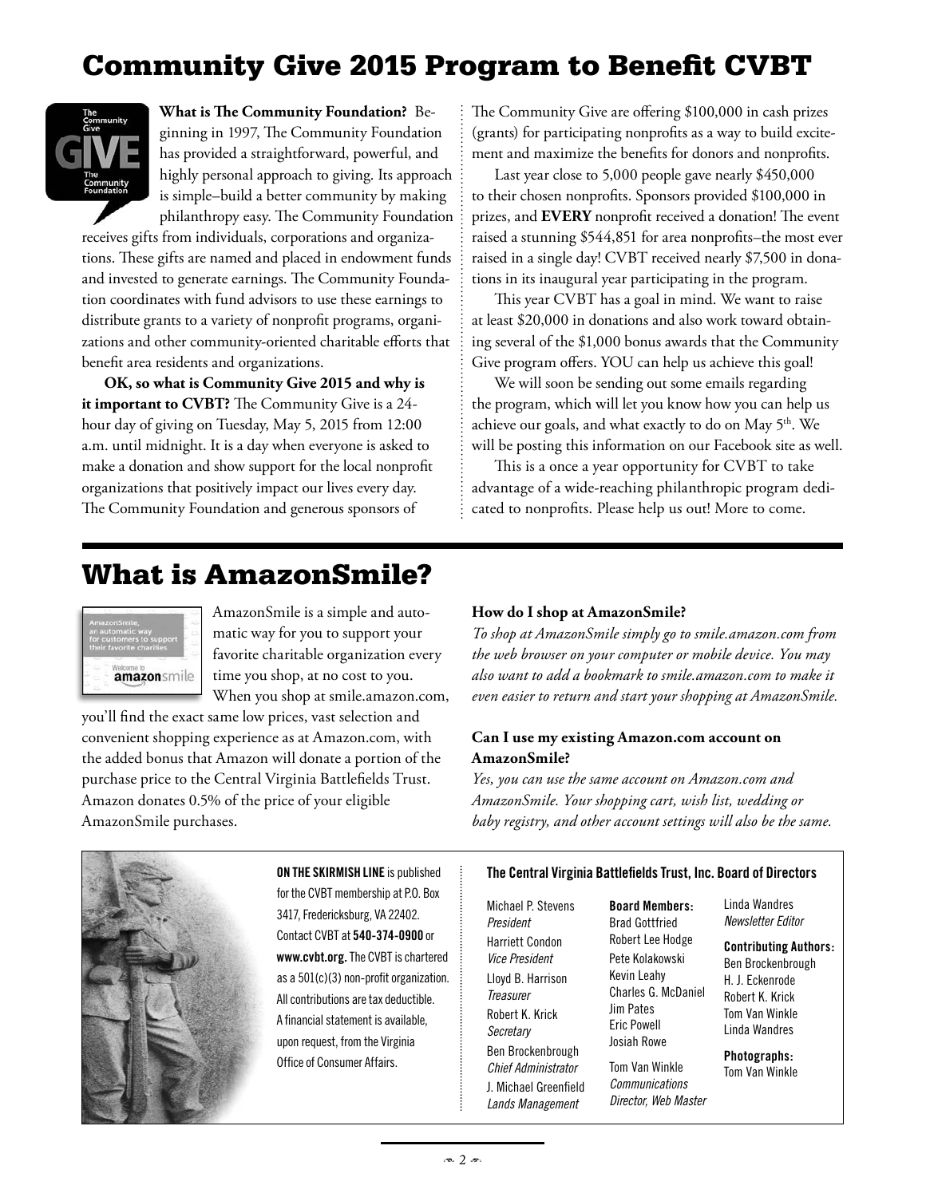# Community Give 2015 Program to Benefit CVBT

**What is The Community Foundation?** Beginning in 1997, The Community Foundation has provided a straightforward, powerful, and highly personal approach to giving. Its approach is simple–build a better community by making philanthropy easy. The Community Foundation receives gifts from individuals, corporations and organizations. These gifts are named and placed in endowment funds and invested to generate earnings. The Community Foundation coordinates with fund advisors to use these earnings to distribute grants to a variety of nonprofit programs, organizations and other community-oriented charitable efforts that benefit area residents and organizations.

**OK, so what is Community Give 2015 and why is it important to CVBT?** The Community Give is a 24-hour day of giving on Tuesday, May 5, 2015 from 12:00 a.m. until midnight. It is a day when everyone is asked to make a donation and show support for the local nonprofit organizations that positively impact our lives every day. The Community Foundation and generous sponsors of The Community Give are offering $100,000 in cash prizes (grants) for participating nonprofits as a way to build excitement and maximize the benefits for donors and nonprofits.

Last year close to 5,000 people gave nearly $450,000 to their chosen nonprofits. Sponsors provided $100,000 in prizes, and **EVERY** nonprofit received a donation! The event raised a stunning $544,851 for area nonprofits–the most ever raised in a single day! CVBT received nearly $7,500 in donations in its inaugural year participating in the program.

This year CVBT has a goal in mind. We want to raise at least $20,000 in donations and also work toward obtaining several of the $1,000 bonus awards that the Community Give program offers. YOU can help us achieve this goal!

We will soon be sending out some emails regarding the program, which will let you know how you can help us achieve our goals, and what exactly to do on May 5th. We will be posting this information on our Facebook site as well.

This is a once a year opportunity for CVBT to take advantage of a wide-reaching philanthropic program dedicated to nonprofits. Please help us out! More to come.

# What is AmazonSmile?

AmazonSmile is a simple and automatic way for you to support your favorite charitable organization every time you shop, at no cost to you. When you shop at smile.amazon.com, you'll find the exact same low prices, vast selection and convenient shopping experience as at Amazon.com, with the added bonus that Amazon will donate a portion of the purchase price to the Central Virginia Battlefields Trust. Amazon donates 0.5% of the price of your eligible AmazonSmile purchases.

**How do I shop at AmazonSmile?**
*To shop at AmazonSmile simply go to smile.amazon.com from the web browser on your computer or mobile device. You may also want to add a bookmark to smile.amazon.com to make it even easier to return and start your shopping at AmazonSmile.*

**Can I use my existing Amazon.com account on AmazonSmile?**
*Yes, you can use the same account on Amazon.com and AmazonSmile. Your shopping cart, wish list, wedding or baby registry, and other account settings will also be the same.*

**ON THE SKIRMISH LINE** is published for the CVBT membership at P.O. Box 3417, Fredericksburg, VA 22402. Contact CVBT at **540-374-0900** or **www.cvbt.org.** The CVBT is chartered as a 501(c)(3) non-profit organization. All contributions are tax deductible. A financial statement is available, upon request, from the Virginia Office of Consumer Affairs.

**The Central Virginia Battlefields Trust, Inc. Board of Directors**

Michael P. Stevens
*President*

Harriett Condon
*Vice President*

Lloyd B. Harrison
*Treasurer*

Robert K. Krick
*Secretary*

Ben Brockenbrough
*Chief Administrator*

J. Michael Greenfield
*Lands Management*

**Board Members:**
Brad Gottfried
Robert Lee Hodge
Pete Kolakowski
Kevin Leahy
Charles G. McDaniel
Jim Pates
Eric Powell
Josiah Rowe

Tom Van Winkle
*Communications Director, Web Master*

Linda Wandres
*Newsletter Editor*

**Contributing Authors:**
Ben Brockenbrough
H. J. Eckenrode
Robert K. Krick
Tom Van Winkle
Linda Wandres

**Photographs:**
Tom Van Winkle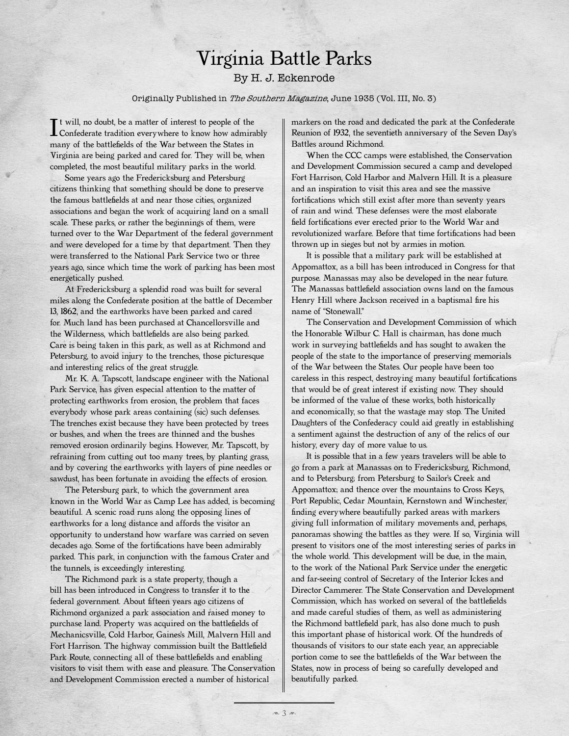# Virginia Battle Parks

By H. J. Eckenrode

Originally Published in *The Southern Magazine*, June 1935 (Vol. III, No. 3)

It will, no doubt, be a matter of interest to people of the Confederate tradition everywhere to know how admirably many of the battlefields of the War between the States in Virginia are being parked and cared for. They will be, when completed, the most beautiful military parks in the world.

Some years ago the Fredericksburg and Petersburg citizens thinking that something should be done to preserve the famous battlefields at and near those cities, organized associations and began the work of acquiring land on a small scale. These parks, or rather the beginnings of them, were turned over to the War Department of the federal government and were developed for a time by that department. Then they were transferred to the National Park Service two or three years ago, since which time the work of parking has been most energetically pushed.

At Fredericksburg a splendid road was built for several miles along the Confederate position at the battle of December 13, 1862, and the earthworks have been parked and cared for. Much land has been purchased at Chancellorsville and the Wilderness, which battlefields are also being parked. Care is being taken in this park, as well as at Richmond and Petersburg, to avoid injury to the trenches, those picturesque and interesting relics of the great struggle.

Mr. K. A. Tapscott, landscape engineer with the National Park Service, has given especial attention to the matter of protecting earthworks from erosion, the problem that faces everybody whose park areas containing (sic) such defenses. The trenches exist because they have been protected by trees or bushes, and when the trees are thinned and the bushes removed erosion ordinarily begins. However, Mr. Tapscott, by refraining from cutting out too many trees, by planting grass, and by covering the earthworks with layers of pine needles or sawdust, has been fortunate in avoiding the effects of erosion.

The Petersburg park, to which the government area known in the World War as Camp Lee has added, is becoming beautiful. A scenic road runs along the opposing lines of earthworks for a long distance and affords the visitor an opportunity to understand how warfare was carried on seven decades ago. Some of the fortifications have been admirably parked. This park, in conjunction with the famous Crater and the tunnels, is exceedingly interesting.

The Richmond park is a state property, though a bill has been introduced in Congress to transfer it to the federal government. About fifteen years ago citizens of Richmond organized a park association and raised money to purchase land. Property was acquired on the battlefields of Mechanicsville, Cold Harbor, Gaines's Mill, Malvern Hill and Fort Harrison. The highway commission built the Battlefield Park Route, connecting all of these battlefields and enabling visitors to visit them with ease and pleasure. The Conservation and Development Commission erected a number of historical markers on the road and dedicated the park at the Confederate Reunion of 1932, the seventieth anniversary of the Seven Day's Battles around Richmond.

When the CCC camps were established, the Conservation and Development Commission secured a camp and developed Fort Harrison, Cold Harbor and Malvern Hill. It is a pleasure and an inspiration to visit this area and see the massive fortifications which still exist after more than seventy years of rain and wind. These defenses were the most elaborate field fortifications ever erected prior to the World War and revolutionized warfare. Before that time fortifications had been thrown up in sieges but not by armies in motion.

It is possible that a military park will be established at Appomattox, as a bill has been introduced in Congress for that purpose. Manassas may also be developed in the near future. The Manassas battlefield association owns land on the famous Henry Hill where Jackson received in a baptismal fire his name of "Stonewall."

The Conservation and Development Commission of which the Honorable Wilbur C. Hall is chairman, has done much work in surveying battlefields and has sought to awaken the people of the state to the importance of preserving memorials of the War between the States. Our people have been too careless in this respect, destroying many beautiful fortifications that would be of great interest if existing now. They should be informed of the value of these works, both historically and economically, so that the wastage may stop. The United Daughters of the Confederacy could aid greatly in establishing a sentiment against the destruction of any of the relics of our history, every day of more value to us.

It is possible that in a few years travelers will be able to go from a park at Manassas on to Fredericksburg, Richmond, and to Petersburg; from Petersburg to Sailor's Creek and Appomattox; and thence over the mountains to Cross Keys, Port Republic, Cedar Mountain, Kernstown and Winchester, finding everywhere beautifully parked areas with markers giving full information of military movements and, perhaps, panoramas showing the battles as they were. If so, Virginia will present to visitors one of the most interesting series of parks in the whole world. This development will be due, in the main, to the work of the National Park Service under the energetic and far-seeing control of Secretary of the Interior Ickes and Director Cammerer. The State Conservation and Development Commission, which has worked on several of the battlefields and made careful studies of them, as well as administering the Richmond battlefield park, has also done much to push this important phase of historical work. Of the hundreds of thousands of visitors to our state each year, an appreciable portion come to see the battlefields of the War between the States, now in process of being so carefully developed and beautifully parked.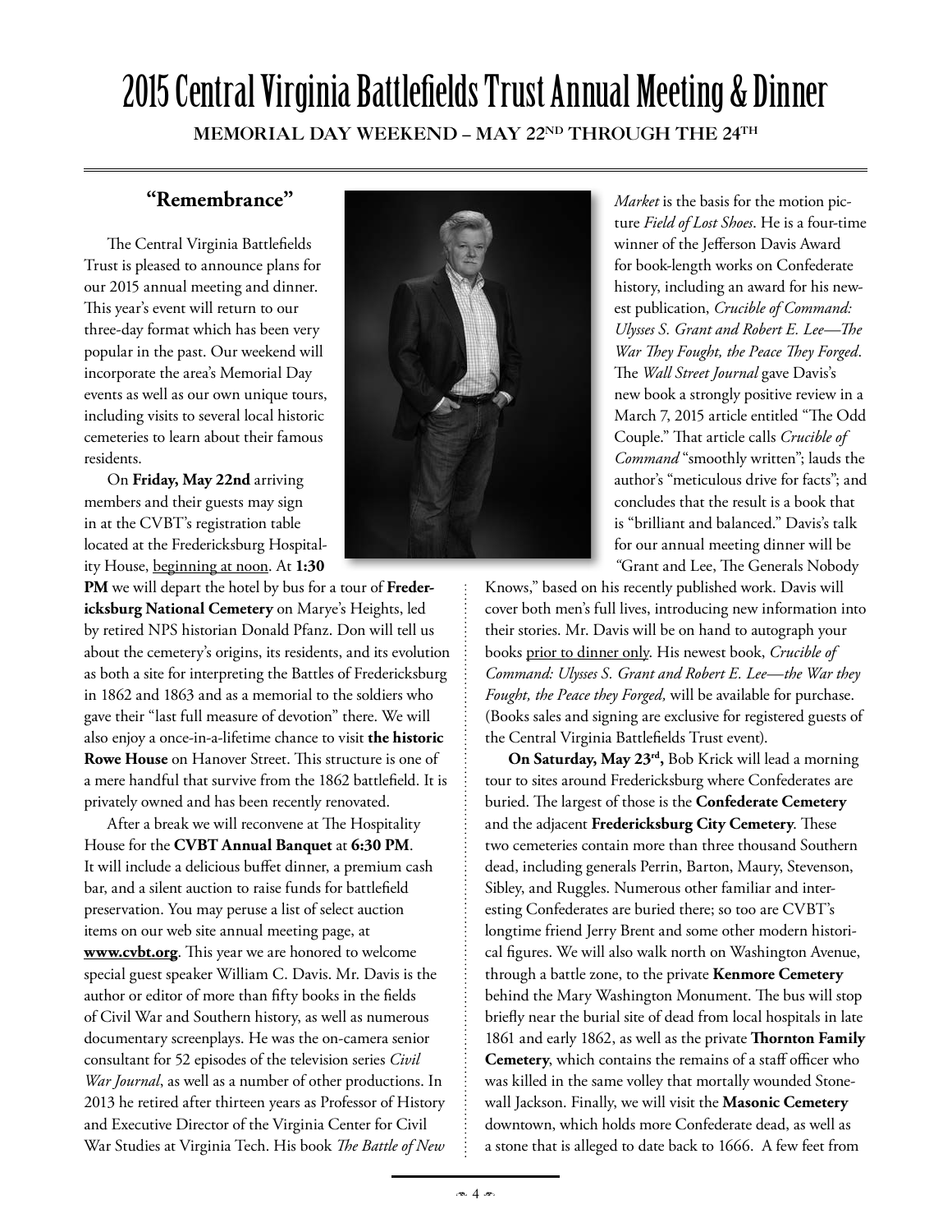# 2015 Central Virginia Battlefields Trust Annual Meeting & Dinner

**MEMORIAL DAY WEEKEND – MAY 22ND THROUGH THE 24TH**

## "Remembrance"

The Central Virginia Battlefields Trust is pleased to announce plans for our 2015 annual meeting and dinner. This year's event will return to our three-day format which has been very popular in the past. Our weekend will incorporate the area's Memorial Day events as well as our own unique tours, including visits to several local historic cemeteries to learn about their famous residents.

On **Friday, May 22nd** arriving members and their guests may sign in at the CVBT's registration table located at the Fredericksburg Hospitality House, beginning at noon. At **1:30 PM** we will depart the hotel by bus for a tour of **Fredericksburg National Cemetery** on Marye's Heights, led by retired NPS historian Donald Pfanz. Don will tell us about the cemetery's origins, its residents, and its evolution as both a site for interpreting the Battles of Fredericksburg in 1862 and 1863 and as a memorial to the soldiers who gave their "last full measure of devotion" there. We will also enjoy a once-in-a-lifetime chance to visit **the historic Rowe House** on Hanover Street. This structure is one of a mere handful that survive from the 1862 battlefield. It is privately owned and has been recently renovated.

After a break we will reconvene at The Hospitality House for the **CVBT Annual Banquet** at **6:30 PM**. It will include a delicious buffet dinner, a premium cash bar, and a silent auction to raise funds for battlefield preservation. You may peruse a list of select auction items on our web site annual meeting page, at **www.cvbt.org**. This year we are honored to welcome special guest speaker William C. Davis. Mr. Davis is the author or editor of more than fifty books in the fields of Civil War and Southern history, as well as numerous documentary screenplays. He was the on-camera senior consultant for 52 episodes of the television series *Civil War Journal*, as well as a number of other productions. In 2013 he retired after thirteen years as Professor of History and Executive Director of the Virginia Center for Civil War Studies at Virginia Tech. His book *The Battle of New Market* is the basis for the motion picture *Field of Lost Shoes*. He is a four-time winner of the Jefferson Davis Award for book-length works on Confederate history, including an award for his newest publication, *Crucible of Command: Ulysses S. Grant and Robert E. Lee—The War They Fought, the Peace They Forged*. The *Wall Street Journal* gave Davis's new book a strongly positive review in a March 7, 2015 article entitled "The Odd Couple." That article calls *Crucible of Command* "smoothly written"; lauds the author's "meticulous drive for facts"; and concludes that the result is a book that is "brilliant and balanced." Davis's talk for our annual meeting dinner will be "Grant and Lee, The Generals Nobody Knows," based on his recently published work. Davis will cover both men's full lives, introducing new information into their stories. Mr. Davis will be on hand to autograph your books prior to dinner only. His newest book, *Crucible of Command: Ulysses S. Grant and Robert E. Lee—the War they Fought, the Peace they Forged,* will be available for purchase. (Books sales and signing are exclusive for registered guests of the Central Virginia Battlefields Trust event).

**On Saturday, May 23rd,** Bob Krick will lead a morning tour to sites around Fredericksburg where Confederates are buried. The largest of those is the **Confederate Cemetery** and the adjacent **Fredericksburg City Cemetery**. These two cemeteries contain more than three thousand Southern dead, including generals Perrin, Barton, Maury, Stevenson, Sibley, and Ruggles. Numerous other familiar and interesting Confederates are buried there; so too are CVBT's longtime friend Jerry Brent and some other modern historical figures. We will also walk north on Washington Avenue, through a battle zone, to the private **Kenmore Cemetery** behind the Mary Washington Monument. The bus will stop briefly near the burial site of dead from local hospitals in late 1861 and early 1862, as well as the private **Thornton Family Cemetery**, which contains the remains of a staff officer who was killed in the same volley that mortally wounded Stonewall Jackson. Finally, we will visit the **Masonic Cemetery** downtown, which holds more Confederate dead, as well as a stone that is alleged to date back to 1666. A few feet from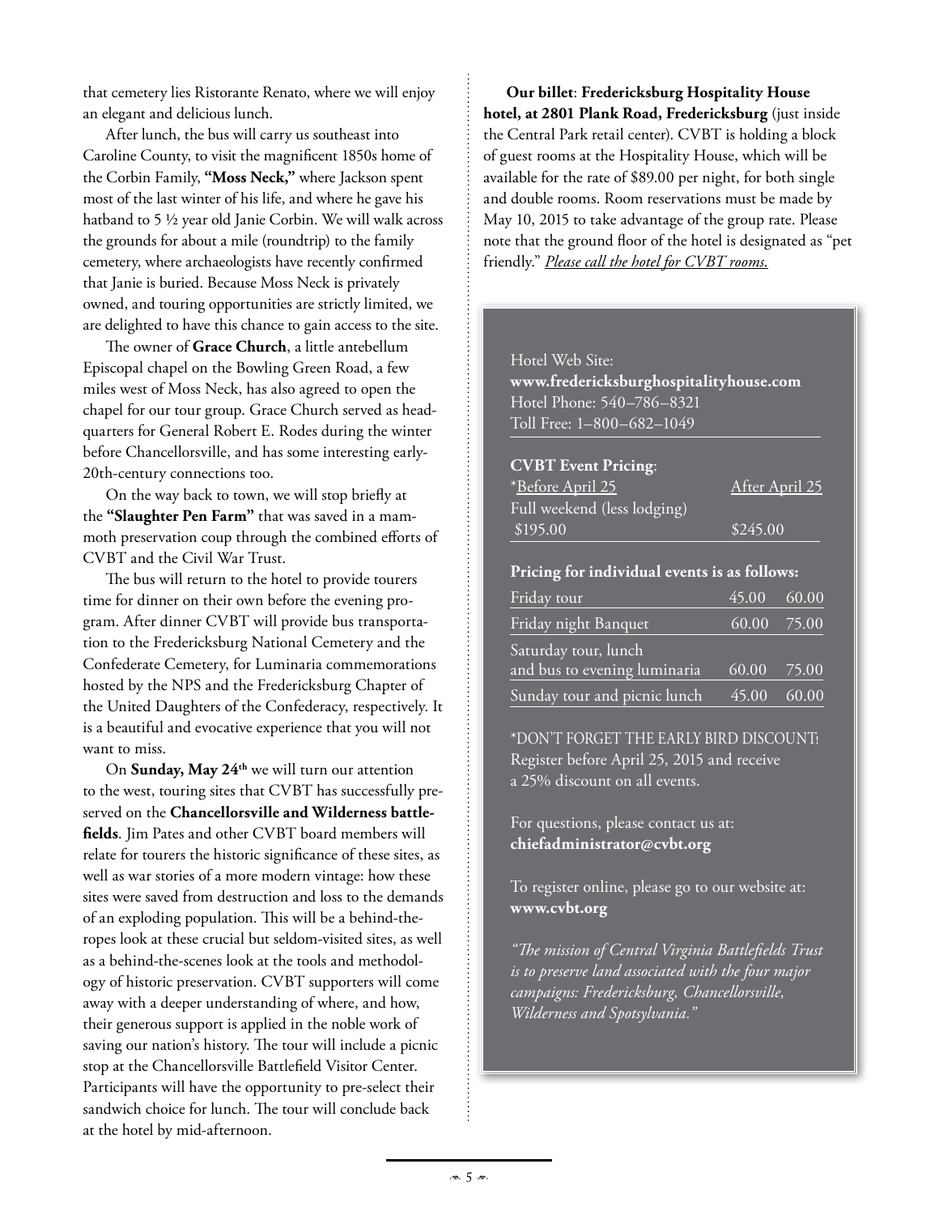that cemetery lies Ristorante Renato, where we will enjoy an elegant and delicious lunch.

After lunch, the bus will carry us southeast into Caroline County, to visit the magnificent 1850s home of the Corbin Family, **"Moss Neck,"** where Jackson spent most of the last winter of his life, and where he gave his hatband to 5 ½ year old Janie Corbin. We will walk across the grounds for about a mile (roundtrip) to the family cemetery, where archaeologists have recently confirmed that Janie is buried. Because Moss Neck is privately owned, and touring opportunities are strictly limited, we are delighted to have this chance to gain access to the site.

The owner of **Grace Church**, a little antebellum Episcopal chapel on the Bowling Green Road, a few miles west of Moss Neck, has also agreed to open the chapel for our tour group. Grace Church served as headquarters for General Robert E. Rodes during the winter before Chancellorsville, and has some interesting early-20th-century connections too.

On the way back to town, we will stop briefly at the **"Slaughter Pen Farm"** that was saved in a mammoth preservation coup through the combined efforts of CVBT and the Civil War Trust.

The bus will return to the hotel to provide tourers time for dinner on their own before the evening program. After dinner CVBT will provide bus transportation to the Fredericksburg National Cemetery and the Confederate Cemetery, for Luminaria commemorations hosted by the NPS and the Fredericksburg Chapter of the United Daughters of the Confederacy, respectively. It is a beautiful and evocative experience that you will not want to miss.

On **Sunday, May 24th** we will turn our attention to the west, touring sites that CVBT has successfully preserved on the **Chancellorsville and Wilderness battlefields**. Jim Pates and other CVBT board members will relate for tourers the historic significance of these sites, as well as war stories of a more modern vintage: how these sites were saved from destruction and loss to the demands of an exploding population. This will be a behind-the-ropes look at these crucial but seldom-visited sites, as well as a behind-the-scenes look at the tools and methodology of historic preservation. CVBT supporters will come away with a deeper understanding of where, and how, their generous support is applied in the noble work of saving our nation's history. The tour will include a picnic stop at the Chancellorsville Battlefield Visitor Center. Participants will have the opportunity to pre-select their sandwich choice for lunch. The tour will conclude back at the hotel by mid-afternoon.

**Our billet**: **Fredericksburg Hospitality House hotel, at 2801 Plank Road, Fredericksburg** (just inside the Central Park retail center). CVBT is holding a block of guest rooms at the Hospitality House, which will be available for the rate of $89.00 per night, for both single and double rooms. Room reservations must be made by May 10, 2015 to take advantage of the group rate. Please note that the ground floor of the hotel is designated as "pet friendly." *Please call the hotel for CVBT rooms.*

Hotel Web Site:
**www.fredericksburghospitalityhouse.com**
Hotel Phone: 540–786–8321
Toll Free: 1–800–682–1049

**CVBT Event Pricing**:

| | *Before April 25 | After April 25 |
|---|---|---|
| Full weekend (less lodging) | $195.00 | $245.00 |

**Pricing for individual events is as follows:**

| | | |
|---|---|---|
| Friday tour | 45.00 | 60.00 |
| Friday night Banquet | 60.00 | 75.00 |
| Saturday tour, lunch and bus to evening luminaria | 60.00 | 75.00 |
| Sunday tour and picnic lunch | 45.00 | 60.00 |

*DON'T FORGET THE EARLY BIRD DISCOUNT! Register before April 25, 2015 and receive a 25% discount on all events.

For questions, please contact us at:
**chiefadministrator@cvbt.org**

To register online, please go to our website at:
**www.cvbt.org**

*"The mission of Central Virginia Battlefields Trust is to preserve land associated with the four major campaigns: Fredericksburg, Chancellorsville, Wilderness and Spotsylvania."*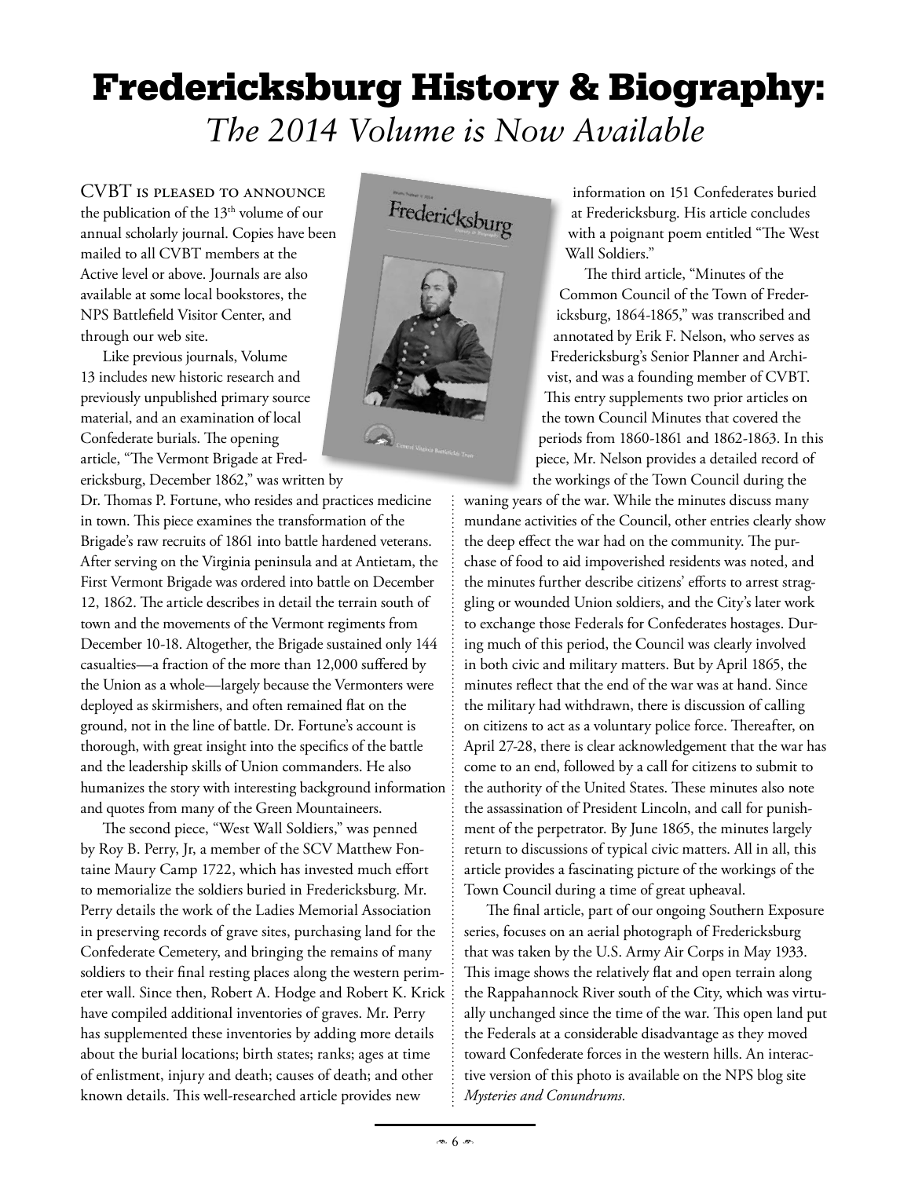# Fredericksburg History & Biography:

## *The 2014 Volume is Now Available*

CVBT is pleased to announce the publication of the 13th volume of our annual scholarly journal. Copies have been mailed to all CVBT members at the Active level or above. Journals are also available at some local bookstores, the NPS Battlefield Visitor Center, and through our web site.

Like previous journals, Volume 13 includes new historic research and previously unpublished primary source material, and an examination of local Confederate burials. The opening article, "The Vermont Brigade at Fredericksburg, December 1862," was written by Dr. Thomas P. Fortune, who resides and practices medicine in town. This piece examines the transformation of the Brigade's raw recruits of 1861 into battle hardened veterans. After serving on the Virginia peninsula and at Antietam, the First Vermont Brigade was ordered into battle on December 12, 1862. The article describes in detail the terrain south of town and the movements of the Vermont regiments from December 10-18. Altogether, the Brigade sustained only 144 casualties—a fraction of the more than 12,000 suffered by the Union as a whole—largely because the Vermonters were deployed as skirmishers, and often remained flat on the ground, not in the line of battle. Dr. Fortune's account is thorough, with great insight into the specifics of the battle and the leadership skills of Union commanders. He also humanizes the story with interesting background information and quotes from many of the Green Mountaineers.

The second piece, "West Wall Soldiers," was penned by Roy B. Perry, Jr, a member of the SCV Matthew Fontaine Maury Camp 1722, which has invested much effort to memorialize the soldiers buried in Fredericksburg. Mr. Perry details the work of the Ladies Memorial Association in preserving records of grave sites, purchasing land for the Confederate Cemetery, and bringing the remains of many soldiers to their final resting places along the western perimeter wall. Since then, Robert A. Hodge and Robert K. Krick have compiled additional inventories of graves. Mr. Perry has supplemented these inventories by adding more details about the burial locations; birth states; ranks; ages at time of enlistment, injury and death; causes of death; and other known details. This well-researched article provides new information on 151 Confederates buried at Fredericksburg. His article concludes with a poignant poem entitled "The West Wall Soldiers."

The third article, "Minutes of the Common Council of the Town of Fredericksburg, 1864-1865," was transcribed and annotated by Erik F. Nelson, who serves as Fredericksburg's Senior Planner and Archivist, and was a founding member of CVBT. This entry supplements two prior articles on the town Council Minutes that covered the periods from 1860-1861 and 1862-1863. In this piece, Mr. Nelson provides a detailed record of the workings of the Town Council during the waning years of the war. While the minutes discuss many mundane activities of the Council, other entries clearly show the deep effect the war had on the community. The purchase of food to aid impoverished residents was noted, and the minutes further describe citizens' efforts to arrest straggling or wounded Union soldiers, and the City's later work to exchange those Federals for Confederates hostages. During much of this period, the Council was clearly involved in both civic and military matters. But by April 1865, the minutes reflect that the end of the war was at hand. Since the military had withdrawn, there is discussion of calling on citizens to act as a voluntary police force. Thereafter, on April 27-28, there is clear acknowledgement that the war has come to an end, followed by a call for citizens to submit to the authority of the United States. These minutes also note the assassination of President Lincoln, and call for punishment of the perpetrator. By June 1865, the minutes largely return to discussions of typical civic matters. All in all, this article provides a fascinating picture of the workings of the Town Council during a time of great upheaval.

The final article, part of our ongoing Southern Exposure series, focuses on an aerial photograph of Fredericksburg that was taken by the U.S. Army Air Corps in May 1933. This image shows the relatively flat and open terrain along the Rappahannock River south of the City, which was virtually unchanged since the time of the war. This open land put the Federals at a considerable disadvantage as they moved toward Confederate forces in the western hills. An interactive version of this photo is available on the NPS blog site *Mysteries and Conundrums.*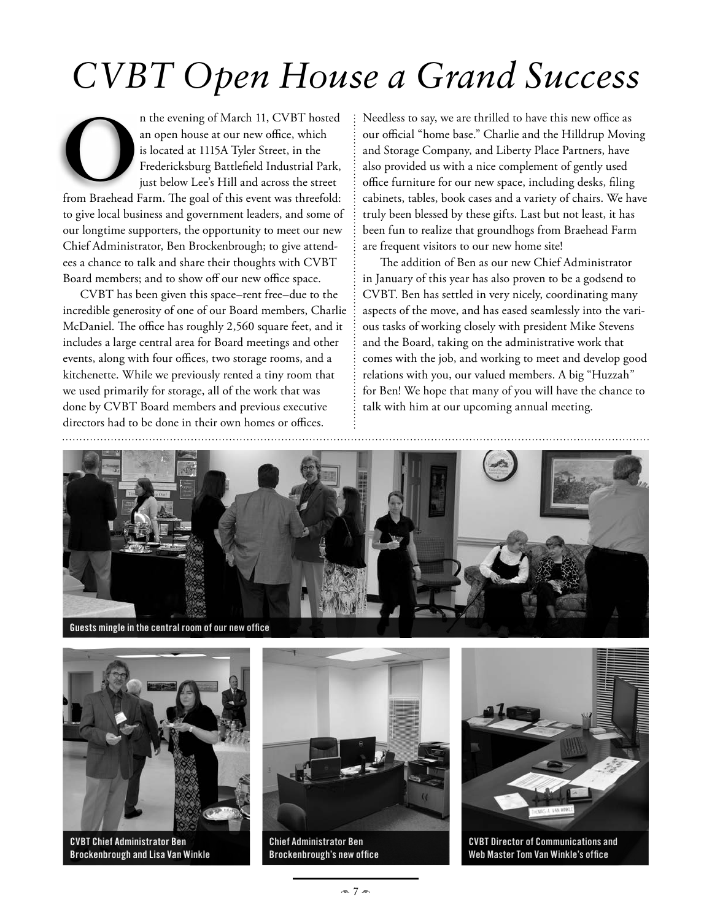# CVBT Open House a Grand Success

On the evening of March 11, CVBT hosted an open house at our new office, which is located at 1115A Tyler Street, in the Fredericksburg Battlefield Industrial Park, just below Lee's Hill and across the street from Braehead Farm. The goal of this event was threefold: to give local business and government leaders, and some of our longtime supporters, the opportunity to meet our new Chief Administrator, Ben Brockenbrough; to give attendees a chance to talk and share their thoughts with CVBT Board members; and to show off our new office space.

CVBT has been given this space–rent free–due to the incredible generosity of one of our Board members, Charlie McDaniel. The office has roughly 2,560 square feet, and it includes a large central area for Board meetings and other events, along with four offices, two storage rooms, and a kitchenette. While we previously rented a tiny room that we used primarily for storage, all of the work that was done by CVBT Board members and previous executive directors had to be done in their own homes or offices.

Needless to say, we are thrilled to have this new office as our official "home base." Charlie and the Hilldrup Moving and Storage Company, and Liberty Place Partners, have also provided us with a nice complement of gently used office furniture for our new space, including desks, filing cabinets, tables, book cases and a variety of chairs. We have truly been blessed by these gifts. Last but not least, it has been fun to realize that groundhogs from Braehead Farm are frequent visitors to our new home site!

The addition of Ben as our new Chief Administrator in January of this year has also proven to be a godsend to CVBT. Ben has settled in very nicely, coordinating many aspects of the move, and has eased seamlessly into the various tasks of working closely with president Mike Stevens and the Board, taking on the administrative work that comes with the job, and working to meet and develop good relations with you, our valued members. A big "Huzzah" for Ben! We hope that many of you will have the chance to talk with him at our upcoming annual meeting.

Guests mingle in the central room of our new office

CVBT Chief Administrator Ben Brockenbrough and Lisa Van Winkle

Chief Administrator Ben Brockenbrough's new office

CVBT Director of Communications and Web Master Tom Van Winkle's office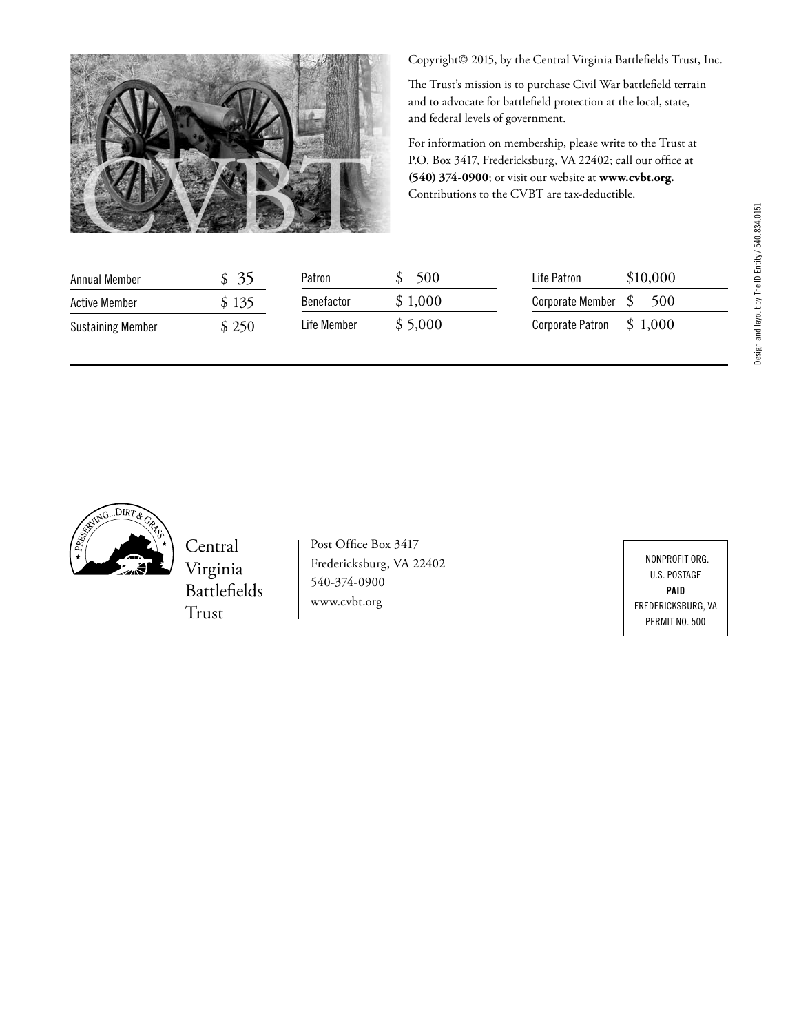Copyright© 2015, by the Central Virginia Battlefields Trust, Inc.

The Trust's mission is to purchase Civil War battlefield terrain and to advocate for battlefield protection at the local, state, and federal levels of government.

For information on membership, please write to the Trust at P.O. Box 3417, Fredericksburg, VA 22402; call our office at **(540) 374-0900**; or visit our website at **www.cvbt.org.** Contributions to the CVBT are tax-deductible.

| | | | | | |
|---|---|---|---|---|---|
| Annual Member | $ 35 | Patron | $ 500 | Life Patron | $10,000 |
| Active Member | $ 135 | Benefactor | $ 1,000 | Corporate Member | $ 500 |
| Sustaining Member | $ 250 | Life Member | $ 5,000 | Corporate Patron | $ 1,000 |

Design and layout by The ID Entity / 540.834.0151

Central Virginia Battlefields Trust

Post Office Box 3417
Fredericksburg, VA 22402
540-374-0900
www.cvbt.org

NONPROFIT ORG.
U.S. POSTAGE
**PAID**
FREDERICKSBURG, VA
PERMIT NO. 500